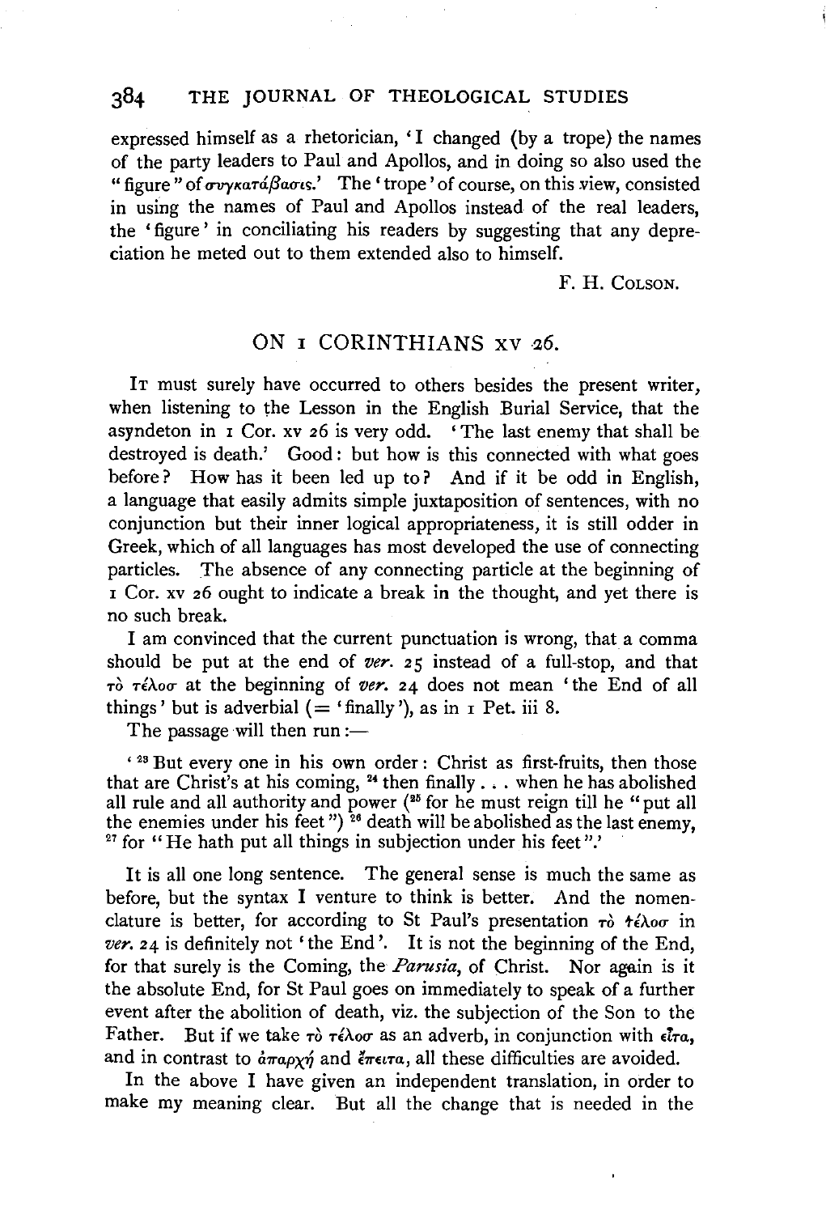expressed himself as a rhetorician, 'I changed (by a trope) the names of the party leaders to Paul and Apollos, and in doing so also used the "figure" of συγκατάβασις.' The 'trope' of course, on this view, consisted in using the names of Paul and Apollos instead of the real leaders, the 'figure' in conciliating his readers by suggesting that any depreciation he meted out to them extended also to himself.

F. H. Colson.

## ON I CORINTHIANS XV 26.

It must surely have occurred to others besides the present writer, when listening to the Lesson in the English Burial Service, that the asyndeton in 1 Cor. xv 26 is very odd. 'The last enemy that shall be destroyed is death.' Good: but how is this connected with what goes before? How has it been led up to? And if it be odd in English, a language that easily admits simple juxtaposition of sentences, with no conjunction but their inner logical appropriateness, it is still odder in Greek, which of all languages has most developed the use of connecting particles. The absence of any connecting particle at the beginning of 1 Cor. xv 26 ought to indicate a break in the thought, and yet there is no such break.

I am convinced that the current punctuation is wrong, that a comma should be put at the end of *ver.* 25 instead of a full-stop, and that τὸ τέλος at the beginning of *ver.* 24 does not mean 'the End of all things' but is adverbial (= 'finally'), as in 1 Pet. iii 8.

The passage will then run:—

> '[23] But every one in his own order: Christ as first-fruits, then those that are Christ's at his coming, [24] then finally . . . when he has abolished all rule and all authority and power ([25] for he must reign till he "put all the enemies under his feet") [26] death will be abolished as the last enemy, [27] for "He hath put all things in subjection under his feet".'

It is all one long sentence. The general sense is much the same as before, but the syntax I venture to think is better. And the nomenclature is better, for according to St Paul's presentation τὸ τέλος in *ver.* 24 is definitely not 'the End'. It is not the beginning of the End, for that surely is the Coming, the *Parusia*, of Christ. Nor again is it the absolute End, for St Paul goes on immediately to speak of a further event after the abolition of death, viz. the subjection of the Son to the Father. But if we take τὸ τέλος as an adverb, in conjunction with εἶτα, and in contrast to ἀπαρχή and ἔπειτα, all these difficulties are avoided.

In the above I have given an independent translation, in order to make my meaning clear. But all the change that is needed in the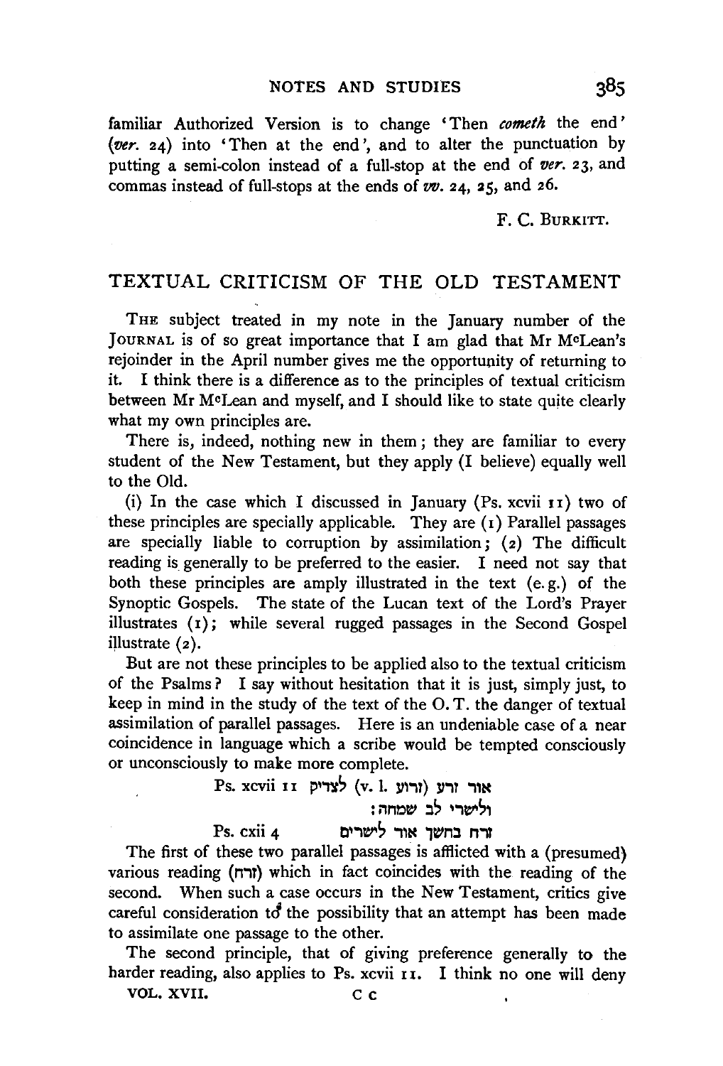familiar Authorized Version is to change 'Then *cometh* the end' (*ver.* 24) into 'Then at the end', and to alter the punctuation by putting a semi-colon instead of a full-stop at the end of *ver.* 23, and commas instead of full-stops at the ends of *vv.* 24, 25, and 26.

F. C. Burkitt.

## TEXTUAL CRITICISM OF THE OLD TESTAMENT

The subject treated in my note in the January number of the Journal is of so great importance that I am glad that Mr McLean's rejoinder in the April number gives me the opportunity of returning to it. I think there is a difference as to the principles of textual criticism between Mr McLean and myself, and I should like to state quite clearly what my own principles are.

There is, indeed, nothing new in them; they are familiar to every student of the New Testament, but they apply (I believe) equally well to the Old.

(i) In the case which I discussed in January (Ps. xcvii 11) two of these principles are specially applicable. They are (1) Parallel passages are specially liable to corruption by assimilation; (2) The difficult reading is generally to be preferred to the easier. I need not say that both these principles are amply illustrated in the text (e.g.) of the Synoptic Gospels. The state of the Lucan text of the Lord's Prayer illustrates (1); while several rugged passages in the Second Gospel illustrate (2).

But are not these principles to be applied also to the textual criticism of the Psalms? I say without hesitation that it is just, simply just, to keep in mind in the study of the text of the O.T. the danger of textual assimilation of parallel passages. Here is an undeniable case of a near coincidence in language which a scribe would be tempted consciously or unconsciously to make more complete.

Ps. xcvii 11 אור זרע (v. l. זרוע) לצדיק
ולישרי לב שמחה:

Ps. cxii 4 זרח בחשך אור לישרים

The first of these two parallel passages is afflicted with a (presumed) various reading (זרח) which in fact coincides with the reading of the second. When such a case occurs in the New Testament, critics give careful consideration to the possibility that an attempt has been made to assimilate one passage to the other.

The second principle, that of giving preference generally to the harder reading, also applies to Ps. xcvii 11. I think no one will deny